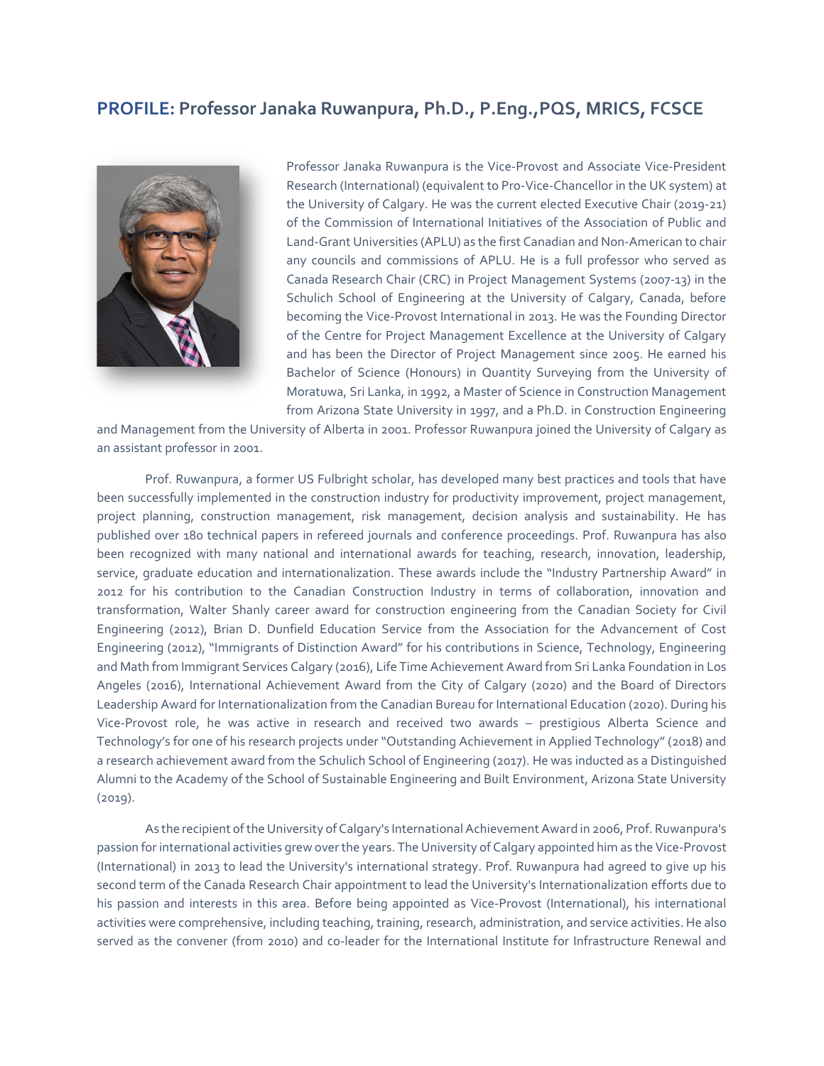## **PROFILE: Professor Janaka Ruwanpura, Ph.D., P.Eng.,PQS, MRICS, FCSCE**

Professor Janaka Ruwanpura is the Vice-Provost and Associate Vice-President Research (International) (equivalent to Pro-Vice-Chancellor in the UK system) at the University of Calgary. He was the current elected Executive Chair (2019-21) of the Commission of International Initiatives of the Association of Public and Land-Grant Universities (APLU) as the first Canadian and Non-American to chair any councils and commissions of APLU. He is a full professor who served as Canada Research Chair (CRC) in Project Management Systems (2007-13) in the Schulich School of Engineering at the University of Calgary, Canada, before becoming the Vice-Provost International in 2013. He was the Founding Director of the Centre for Project Management Excellence at the University of Calgary and has been the Director of Project Management since 2005. He earned his Bachelor of Science (Honours) in Quantity Surveying from the University of Moratuwa, Sri Lanka, in 1992, a Master of Science in Construction Management from Arizona State University in 1997, and a Ph.D. in Construction Engineering and Management from the University of Alberta in 2001. Professor Ruwanpura joined the University of Calgary as an assistant professor in 2001.

Prof. Ruwanpura, a former US Fulbright scholar, has developed many best practices and tools that have been successfully implemented in the construction industry for productivity improvement, project management, project planning, construction management, risk management, decision analysis and sustainability. He has published over 180 technical papers in refereed journals and conference proceedings. Prof. Ruwanpura has also been recognized with many national and international awards for teaching, research, innovation, leadership, service, graduate education and internationalization. These awards include the "Industry Partnership Award" in 2012 for his contribution to the Canadian Construction Industry in terms of collaboration, innovation and transformation, Walter Shanly career award for construction engineering from the Canadian Society for Civil Engineering (2012), Brian D. Dunfield Education Service from the Association for the Advancement of Cost Engineering (2012), "Immigrants of Distinction Award" for his contributions in Science, Technology, Engineering and Math from Immigrant Services Calgary (2016), Life Time Achievement Award from Sri Lanka Foundation in Los Angeles (2016), International Achievement Award from the City of Calgary (2020) and the Board of Directors Leadership Award for Internationalization from the Canadian Bureau for International Education (2020). During his Vice-Provost role, he was active in research and received two awards – prestigious Alberta Science and Technology's for one of his research projects under "Outstanding Achievement in Applied Technology" (2018) and a research achievement award from the Schulich School of Engineering (2017). He was inducted as a Distinguished Alumni to the Academy of the School of Sustainable Engineering and Built Environment, Arizona State University (2019).

As the recipient of the University of Calgary's International Achievement Award in 2006, Prof. Ruwanpura's passion for international activities grew over the years. The University of Calgary appointed him as the Vice-Provost (International) in 2013 to lead the University's international strategy. Prof. Ruwanpura had agreed to give up his second term of the Canada Research Chair appointment to lead the University's Internationalization efforts due to his passion and interests in this area. Before being appointed as Vice-Provost (International), his international activities were comprehensive, including teaching, training, research, administration, and service activities. He also served as the convener (from 2010) and co-leader for the International Institute for Infrastructure Renewal and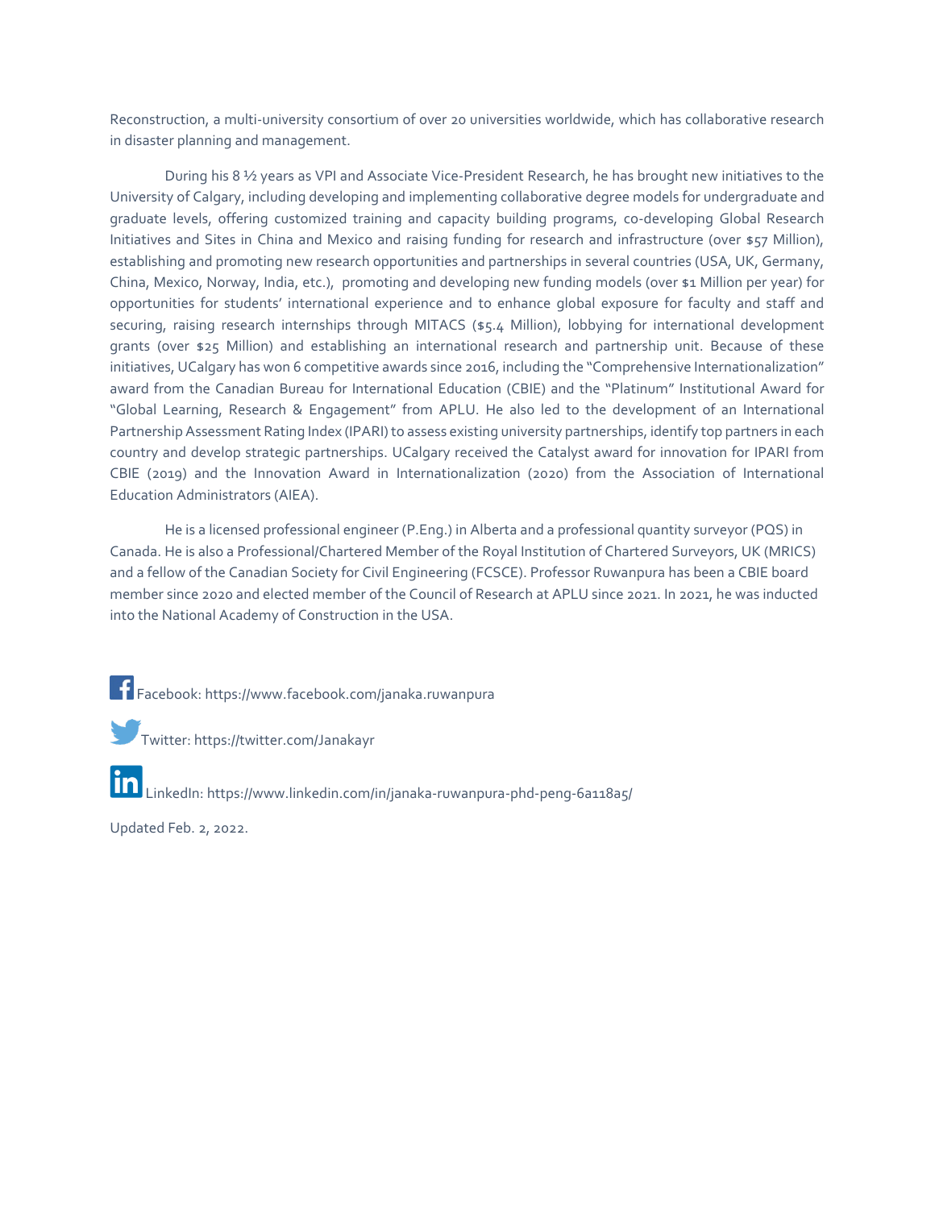Reconstruction, a multi-university consortium of over 20 universities worldwide, which has collaborative research in disaster planning and management.

During his 8 ½ years as VPI and Associate Vice-President Research, he has brought new initiatives to the University of Calgary, including developing and implementing collaborative degree models for undergraduate and graduate levels, offering customized training and capacity building programs, co-developing Global Research Initiatives and Sites in China and Mexico and raising funding for research and infrastructure (over $57 Million), establishing and promoting new research opportunities and partnerships in several countries (USA, UK, Germany, China, Mexico, Norway, India, etc.), promoting and developing new funding models (over $1 Million per year) for opportunities for students' international experience and to enhance global exposure for faculty and staff and securing, raising research internships through MITACS ($5.4 Million), lobbying for international development grants (over $25 Million) and establishing an international research and partnership unit. Because of these initiatives, UCalgary has won 6 competitive awards since 2016, including the "Comprehensive Internationalization" award from the Canadian Bureau for International Education (CBIE) and the "Platinum" Institutional Award for "Global Learning, Research & Engagement" from APLU. He also led to the development of an International Partnership Assessment Rating Index (IPARI) to assess existing university partnerships, identify top partners in each country and develop strategic partnerships. UCalgary received the Catalyst award for innovation for IPARI from CBIE (2019) and the Innovation Award in Internationalization (2020) from the Association of International Education Administrators (AIEA).

He is a licensed professional engineer (P.Eng.) in Alberta and a professional quantity surveyor (PQS) in Canada. He is also a Professional/Chartered Member of the Royal Institution of Chartered Surveyors, UK (MRICS) and a fellow of the Canadian Society for Civil Engineering (FCSCE). Professor Ruwanpura has been a CBIE board member since 2020 and elected member of the Council of Research at APLU since 2021. In 2021, he was inducted into the National Academy of Construction in the USA.

Facebook: https://www.facebook.com/janaka.ruwanpura

Twitter: https://twitter.com/Janakayr

LinkedIn: https://www.linkedin.com/in/janaka-ruwanpura-phd-peng-6a118a5/

Updated Feb. 2, 2022.